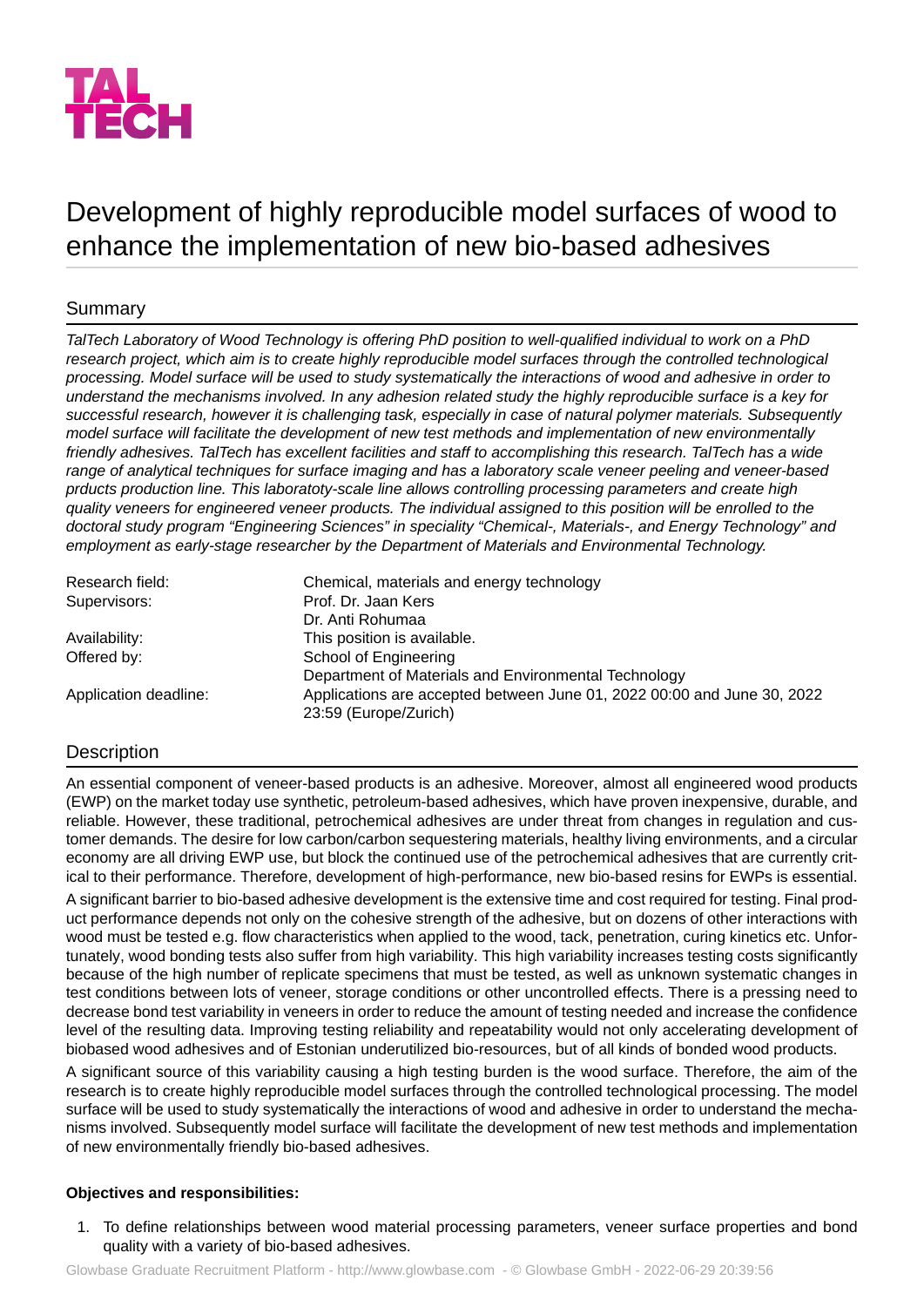TAL
TECH

# Development of highly reproducible model surfaces of wood to enhance the implementation of new bio-based adhesives

## Summary

*TalTech Laboratory of Wood Technology is offering PhD position to well-qualified individual to work on a PhD research project, which aim is to create highly reproducible model surfaces through the controlled technological processing. Model surface will be used to study systematically the interactions of wood and adhesive in order to understand the mechanisms involved. In any adhesion related study the highly reproducible surface is a key for successful research, however it is challenging task, especially in case of natural polymer materials. Subsequently model surface will facilitate the development of new test methods and implementation of new environmentally friendly adhesives. TalTech has excellent facilities and staff to accomplishing this research. TalTech has a wide range of analytical techniques for surface imaging and has a laboratory scale veneer peeling and veneer-based prducts production line. This laboratoty-scale line allows controlling processing parameters and create high quality veneers for engineered veneer products. The individual assigned to this position will be enrolled to the doctoral study program "Engineering Sciences" in speciality "Chemical-, Materials-, and Energy Technology" and employment as early-stage researcher by the Department of Materials and Environmental Technology.*

| | |
|---|---|
| Research field: | Chemical, materials and energy technology |
| Supervisors: | Prof. Dr. Jaan Kers<br>Dr. Anti Rohumaa |
| Availability: | This position is available. |
| Offered by: | School of Engineering<br>Department of Materials and Environmental Technology |
| Application deadline: | Applications are accepted between June 01, 2022 00:00 and June 30, 2022 23:59 (Europe/Zurich) |

## Description

An essential component of veneer-based products is an adhesive. Moreover, almost all engineered wood products (EWP) on the market today use synthetic, petroleum-based adhesives, which have proven inexpensive, durable, and reliable. However, these traditional, petrochemical adhesives are under threat from changes in regulation and customer demands. The desire for low carbon/carbon sequestering materials, healthy living environments, and a circular economy are all driving EWP use, but block the continued use of the petrochemical adhesives that are currently critical to their performance. Therefore, development of high-performance, new bio-based resins for EWPs is essential.

A significant barrier to bio-based adhesive development is the extensive time and cost required for testing. Final product performance depends not only on the cohesive strength of the adhesive, but on dozens of other interactions with wood must be tested e.g. flow characteristics when applied to the wood, tack, penetration, curing kinetics etc. Unfortunately, wood bonding tests also suffer from high variability. This high variability increases testing costs significantly because of the high number of replicate specimens that must be tested, as well as unknown systematic changes in test conditions between lots of veneer, storage conditions or other uncontrolled effects. There is a pressing need to decrease bond test variability in veneers in order to reduce the amount of testing needed and increase the confidence level of the resulting data. Improving testing reliability and repeatability would not only accelerating development of biobased wood adhesives and of Estonian underutilized bio-resources, but of all kinds of bonded wood products.

A significant source of this variability causing a high testing burden is the wood surface. Therefore, the aim of the research is to create highly reproducible model surfaces through the controlled technological processing. The model surface will be used to study systematically the interactions of wood and adhesive in order to understand the mechanisms involved. Subsequently model surface will facilitate the development of new test methods and implementation of new environmentally friendly bio-based adhesives.

**Objectives and responsibilities:**

1. To define relationships between wood material processing parameters, veneer surface properties and bond quality with a variety of bio-based adhesives.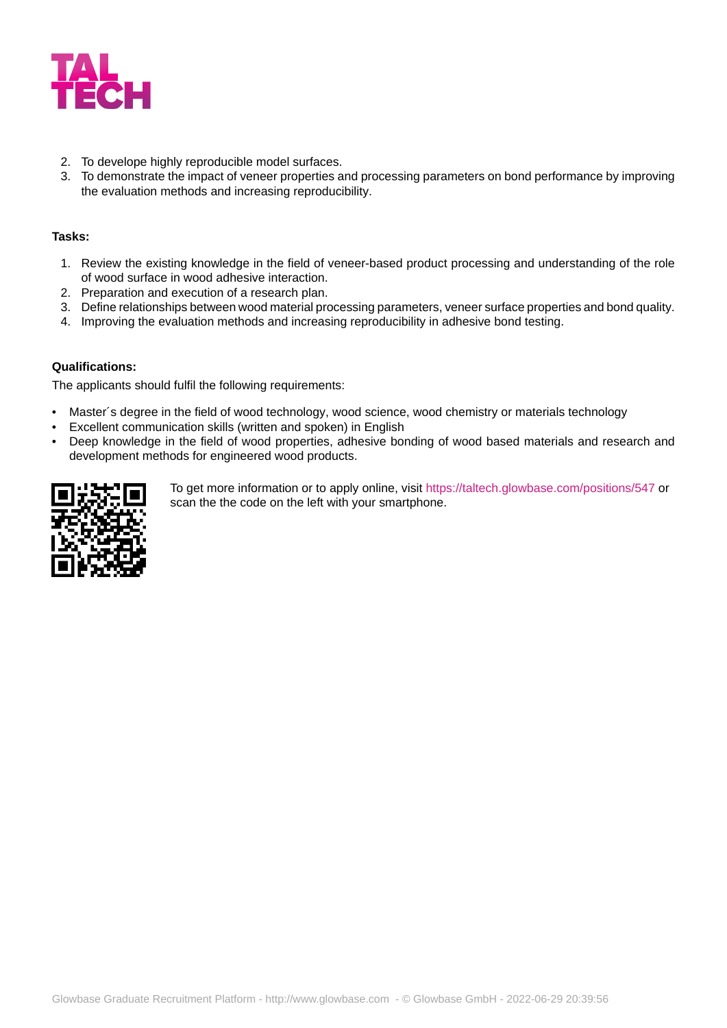2. To develope highly reproducible model surfaces.
3. To demonstrate the impact of veneer properties and processing parameters on bond performance by improving the evaluation methods and increasing reproducibility.

**Tasks:**

1. Review the existing knowledge in the field of veneer-based product processing and understanding of the role of wood surface in wood adhesive interaction.
2. Preparation and execution of a research plan.
3. Define relationships between wood material processing parameters, veneer surface properties and bond quality.
4. Improving the evaluation methods and increasing reproducibility in adhesive bond testing.

**Qualifications:**

The applicants should fulfil the following requirements:

- Master´s degree in the field of wood technology, wood science, wood chemistry or materials technology
- Excellent communication skills (written and spoken) in English
- Deep knowledge in the field of wood properties, adhesive bonding of wood based materials and research and development methods for engineered wood products.

To get more information or to apply online, visit https://taltech.glowbase.com/positions/547 or scan the the code on the left with your smartphone.